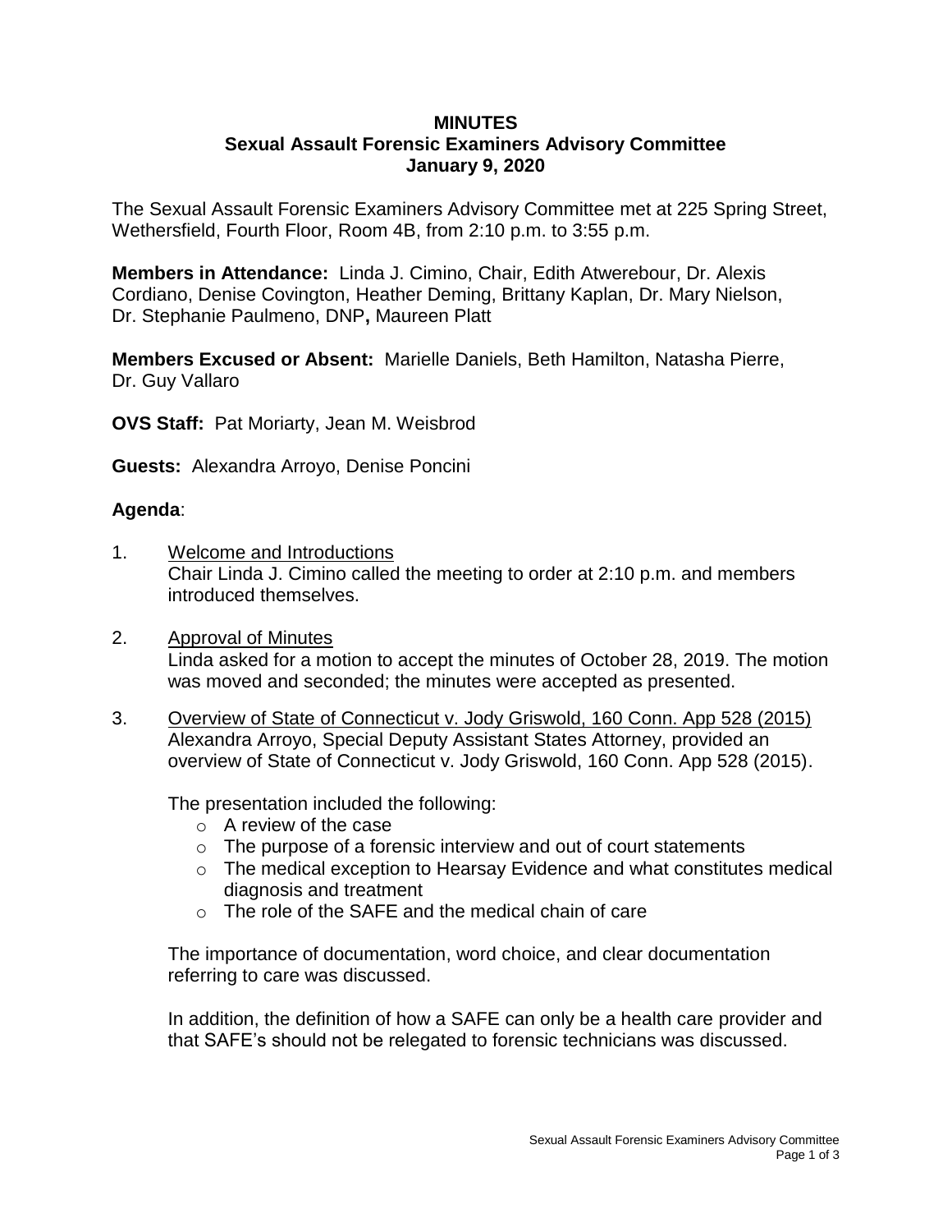# MINUTES
## Sexual Assault Forensic Examiners Advisory Committee
## January 9, 2020

The Sexual Assault Forensic Examiners Advisory Committee met at 225 Spring Street, Wethersfield, Fourth Floor, Room 4B, from 2:10 p.m. to 3:55 p.m.

**Members in Attendance:** Linda J. Cimino, Chair, Edith Atwerebour, Dr. Alexis Cordiano, Denise Covington, Heather Deming, Brittany Kaplan, Dr. Mary Nielson, Dr. Stephanie Paulmeno, DNP**,** Maureen Platt

**Members Excused or Absent:** Marielle Daniels, Beth Hamilton, Natasha Pierre, Dr. Guy Vallaro

**OVS Staff:** Pat Moriarty, Jean M. Weisbrod

**Guests:** Alexandra Arroyo, Denise Poncini

**Agenda**:

1. <u>Welcome and Introductions</u>
   Chair Linda J. Cimino called the meeting to order at 2:10 p.m. and members introduced themselves.

2. <u>Approval of Minutes</u>
   Linda asked for a motion to accept the minutes of October 28, 2019. The motion was moved and seconded; the minutes were accepted as presented.

3. <u>Overview of State of Connecticut v. Jody Griswold, 160 Conn. App 528 (2015)</u>
   Alexandra Arroyo, Special Deputy Assistant States Attorney, provided an overview of State of Connecticut v. Jody Griswold, 160 Conn. App 528 (2015).

   The presentation included the following:
   - A review of the case
   - The purpose of a forensic interview and out of court statements
   - The medical exception to Hearsay Evidence and what constitutes medical diagnosis and treatment
   - The role of the SAFE and the medical chain of care

   The importance of documentation, word choice, and clear documentation referring to care was discussed.

   In addition, the definition of how a SAFE can only be a health care provider and that SAFE's should not be relegated to forensic technicians was discussed.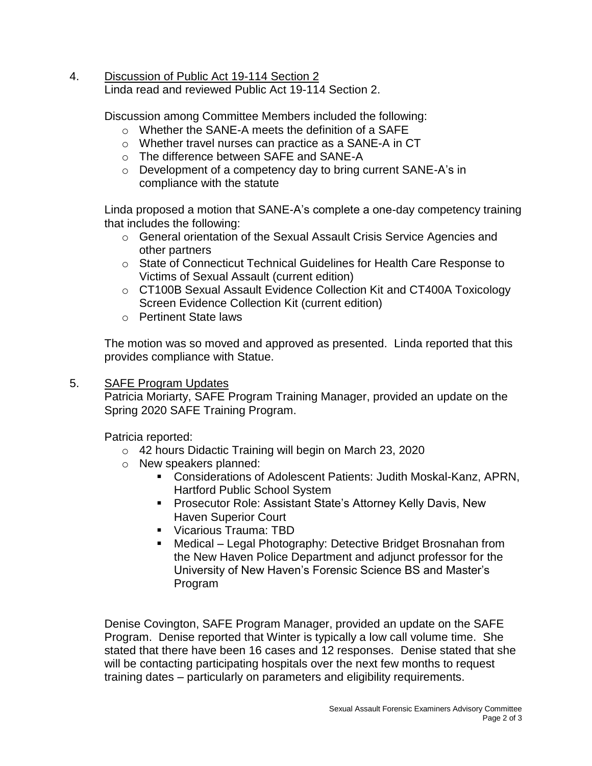4. <u>Discussion of Public Act 19-114 Section 2</u>
   Linda read and reviewed Public Act 19-114 Section 2.

   Discussion among Committee Members included the following:

   - Whether the SANE-A meets the definition of a SAFE
   - Whether travel nurses can practice as a SANE-A in CT
   - The difference between SAFE and SANE-A
   - Development of a competency day to bring current SANE-A's in compliance with the statute

   Linda proposed a motion that SANE-A's complete a one-day competency training that includes the following:

   - General orientation of the Sexual Assault Crisis Service Agencies and other partners
   - State of Connecticut Technical Guidelines for Health Care Response to Victims of Sexual Assault (current edition)
   - CT100B Sexual Assault Evidence Collection Kit and CT400A Toxicology Screen Evidence Collection Kit (current edition)
   - Pertinent State laws

   The motion was so moved and approved as presented. Linda reported that this provides compliance with Statue.

5. <u>SAFE Program Updates</u>
   Patricia Moriarty, SAFE Program Training Manager, provided an update on the Spring 2020 SAFE Training Program.

   Patricia reported:

   - 42 hours Didactic Training will begin on March 23, 2020
   - New speakers planned:
     - Considerations of Adolescent Patients: Judith Moskal-Kanz, APRN, Hartford Public School System
     - Prosecutor Role: Assistant State's Attorney Kelly Davis, New Haven Superior Court
     - Vicarious Trauma: TBD
     - Medical – Legal Photography: Detective Bridget Brosnahan from the New Haven Police Department and adjunct professor for the University of New Haven's Forensic Science BS and Master's Program

   Denise Covington, SAFE Program Manager, provided an update on the SAFE Program. Denise reported that Winter is typically a low call volume time. She stated that there have been 16 cases and 12 responses. Denise stated that she will be contacting participating hospitals over the next few months to request training dates – particularly on parameters and eligibility requirements.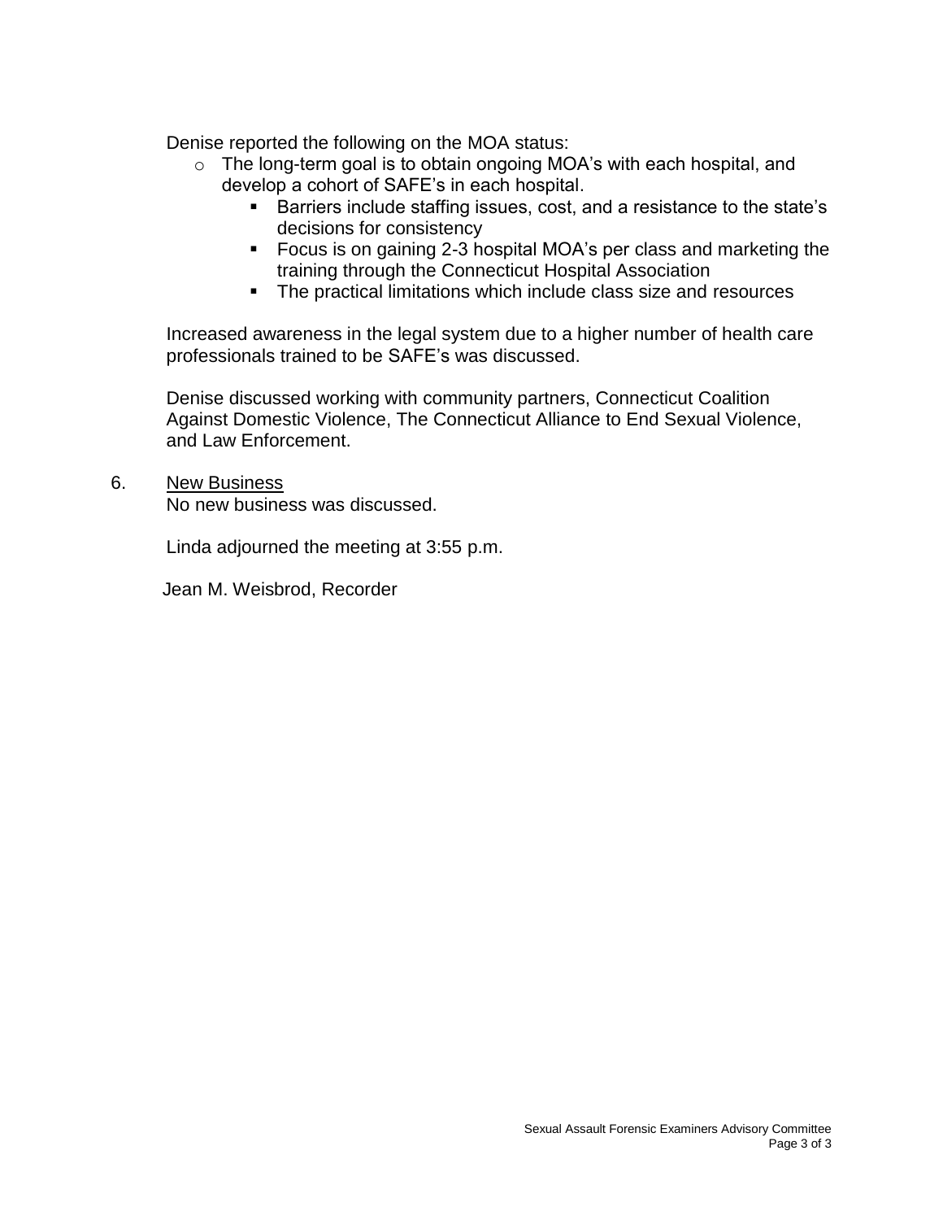Denise reported the following on the MOA status:

- The long-term goal is to obtain ongoing MOA's with each hospital, and develop a cohort of SAFE's in each hospital.
  - Barriers include staffing issues, cost, and a resistance to the state's decisions for consistency
  - Focus is on gaining 2-3 hospital MOA's per class and marketing the training through the Connecticut Hospital Association
  - The practical limitations which include class size and resources

Increased awareness in the legal system due to a higher number of health care professionals trained to be SAFE's was discussed.

Denise discussed working with community partners, Connecticut Coalition Against Domestic Violence, The Connecticut Alliance to End Sexual Violence, and Law Enforcement.

6. New Business

No new business was discussed.

Linda adjourned the meeting at 3:55 p.m.

Jean M. Weisbrod, Recorder